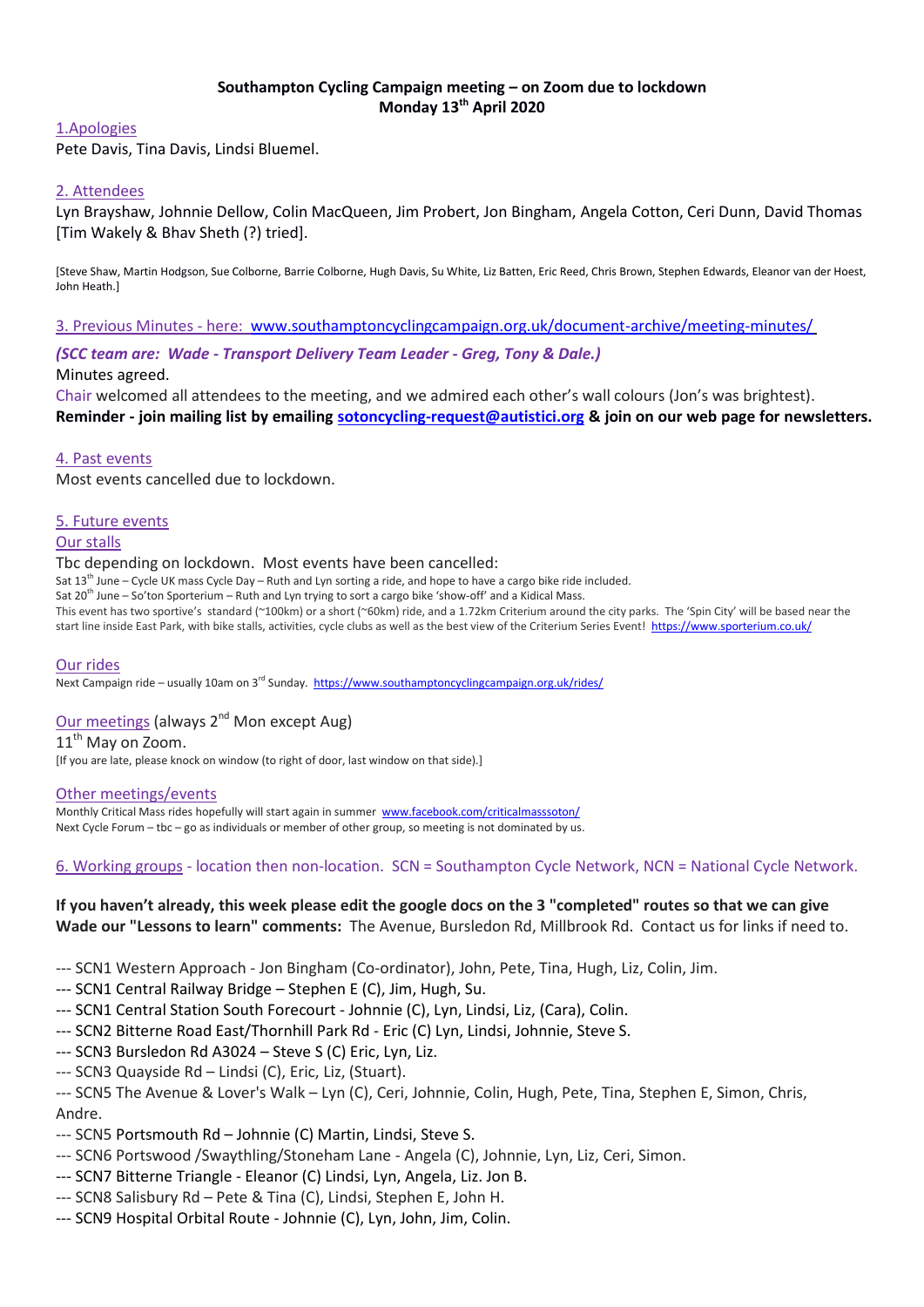**Southampton Cycling Campaign meeting – on Zoom due to lockdown**
**Monday 13th April 2020**

1.Apologies

Pete Davis, Tina Davis, Lindsi Bluemel.

2. Attendees

Lyn Brayshaw, Johnnie Dellow, Colin MacQueen, Jim Probert, Jon Bingham, Angela Cotton, Ceri Dunn, David Thomas [Tim Wakely & Bhav Sheth (?) tried].

[Steve Shaw, Martin Hodgson, Sue Colborne, Barrie Colborne, Hugh Davis, Su White, Liz Batten, Eric Reed, Chris Brown, Stephen Edwards, Eleanor van der Hoest, John Heath.]

3. Previous Minutes - here: www.southamptoncyclingcampaign.org.uk/document-archive/meeting-minutes/

*(SCC team are: Wade - Transport Delivery Team Leader - Greg, Tony & Dale.)*

Minutes agreed.

Chair welcomed all attendees to the meeting, and we admired each other's wall colours (Jon's was brightest).

**Reminder - join mailing list by emailing sotoncycling-request@autistici.org & join on our web page for newsletters.**

4. Past events

Most events cancelled due to lockdown.

5. Future events

Our stalls

Tbc depending on lockdown. Most events have been cancelled:

Sat 13th June – Cycle UK mass Cycle Day – Ruth and Lyn sorting a ride, and hope to have a cargo bike ride included.

Sat 20th June – So'ton Sporterium – Ruth and Lyn trying to sort a cargo bike 'show-off' and a Kidical Mass.

This event has two sportive's standard (~100km) or a short (~60km) ride, and a 1.72km Criterium around the city parks. The 'Spin City' will be based near the start line inside East Park, with bike stalls, activities, cycle clubs as well as the best view of the Criterium Series Event! https://www.sporterium.co.uk/

Our rides

Next Campaign ride – usually 10am on 3rd Sunday. https://www.southamptoncyclingcampaign.org.uk/rides/

Our meetings (always 2nd Mon except Aug)

11th May on Zoom.

[If you are late, please knock on window (to right of door, last window on that side).]

Other meetings/events

Monthly Critical Mass rides hopefully will start again in summer www.facebook.com/criticalmasssoton/

Next Cycle Forum – tbc – go as individuals or member of other group, so meeting is not dominated by us.

6. Working groups - location then non-location. SCN = Southampton Cycle Network, NCN = National Cycle Network.

**If you haven't already, this week please edit the google docs on the 3 "completed" routes so that we can give Wade our "Lessons to learn" comments:** The Avenue, Bursledon Rd, Millbrook Rd. Contact us for links if need to.

--- SCN1 Western Approach - Jon Bingham (Co-ordinator), John, Pete, Tina, Hugh, Liz, Colin, Jim.
--- SCN1 Central Railway Bridge – Stephen E (C), Jim, Hugh, Su.
--- SCN1 Central Station South Forecourt - Johnnie (C), Lyn, Lindsi, Liz, (Cara), Colin.
--- SCN2 Bitterne Road East/Thornhill Park Rd - Eric (C) Lyn, Lindsi, Johnnie, Steve S.
--- SCN3 Bursledon Rd A3024 – Steve S (C) Eric, Lyn, Liz.
--- SCN3 Quayside Rd – Lindsi (C), Eric, Liz, (Stuart).
--- SCN5 The Avenue & Lover's Walk – Lyn (C), Ceri, Johnnie, Colin, Hugh, Pete, Tina, Stephen E, Simon, Chris, Andre.
--- SCN5 Portsmouth Rd – Johnnie (C) Martin, Lindsi, Steve S.
--- SCN6 Portswood /Swaythling/Stoneham Lane - Angela (C), Johnnie, Lyn, Liz, Ceri, Simon.
--- SCN7 Bitterne Triangle - Eleanor (C) Lindsi, Lyn, Angela, Liz. Jon B.
--- SCN8 Salisbury Rd – Pete & Tina (C), Lindsi, Stephen E, John H.
--- SCN9 Hospital Orbital Route - Johnnie (C), Lyn, John, Jim, Colin.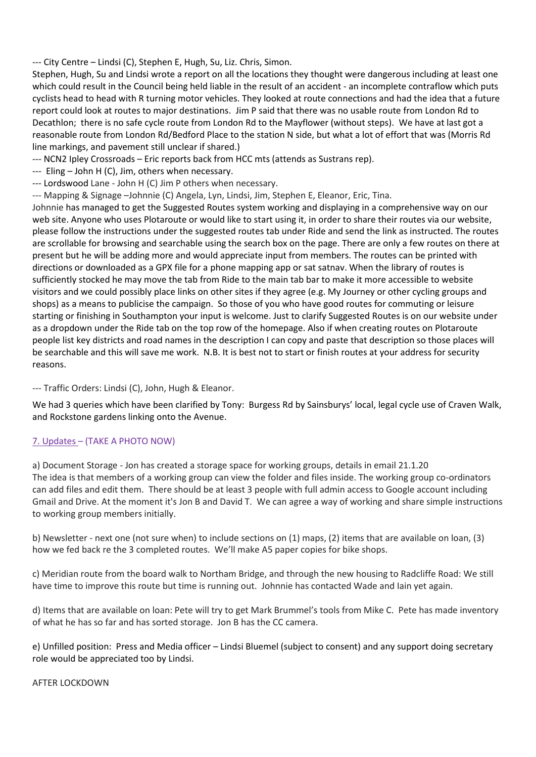--- City Centre – Lindsi (C), Stephen E, Hugh, Su, Liz. Chris, Simon.

Stephen, Hugh, Su and Lindsi wrote a report on all the locations they thought were dangerous including at least one which could result in the Council being held liable in the result of an accident - an incomplete contraflow which puts cyclists head to head with R turning motor vehicles. They looked at route connections and had the idea that a future report could look at routes to major destinations. Jim P said that there was no usable route from London Rd to Decathlon; there is no safe cycle route from London Rd to the Mayflower (without steps). We have at last got a reasonable route from London Rd/Bedford Place to the station N side, but what a lot of effort that was (Morris Rd line markings, and pavement still unclear if shared.)

--- NCN2 Ipley Crossroads – Eric reports back from HCC mts (attends as Sustrans rep).

--- Eling – John H (C), Jim, others when necessary.

--- Lordswood Lane - John H (C) Jim P others when necessary.

--- Mapping & Signage –Johnnie (C) Angela, Lyn, Lindsi, Jim, Stephen E, Eleanor, Eric, Tina.

Johnnie has managed to get the Suggested Routes system working and displaying in a comprehensive way on our web site. Anyone who uses Plotaroute or would like to start using it, in order to share their routes via our website, please follow the instructions under the suggested routes tab under Ride and send the link as instructed. The routes are scrollable for browsing and searchable using the search box on the page. There are only a few routes on there at present but he will be adding more and would appreciate input from members. The routes can be printed with directions or downloaded as a GPX file for a phone mapping app or sat satnav. When the library of routes is sufficiently stocked he may move the tab from Ride to the main tab bar to make it more accessible to website visitors and we could possibly place links on other sites if they agree (e.g. My Journey or other cycling groups and shops) as a means to publicise the campaign. So those of you who have good routes for commuting or leisure starting or finishing in Southampton your input is welcome. Just to clarify Suggested Routes is on our website under as a dropdown under the Ride tab on the top row of the homepage. Also if when creating routes on Plotaroute people list key districts and road names in the description I can copy and paste that description so those places will be searchable and this will save me work. N.B. It is best not to start or finish routes at your address for security reasons.

--- Traffic Orders: Lindsi (C), John, Hugh & Eleanor.

We had 3 queries which have been clarified by Tony: Burgess Rd by Sainsburys' local, legal cycle use of Craven Walk, and Rockstone gardens linking onto the Avenue.

7. Updates – (TAKE A PHOTO NOW)

a) Document Storage - Jon has created a storage space for working groups, details in email 21.1.20
The idea is that members of a working group can view the folder and files inside. The working group co-ordinators can add files and edit them. There should be at least 3 people with full admin access to Google account including Gmail and Drive. At the moment it's Jon B and David T. We can agree a way of working and share simple instructions to working group members initially.

b) Newsletter - next one (not sure when) to include sections on (1) maps, (2) items that are available on loan, (3) how we fed back re the 3 completed routes. We'll make A5 paper copies for bike shops.

c) Meridian route from the board walk to Northam Bridge, and through the new housing to Radcliffe Road: We still have time to improve this route but time is running out. Johnnie has contacted Wade and Iain yet again.

d) Items that are available on loan: Pete will try to get Mark Brummel's tools from Mike C. Pete has made inventory of what he has so far and has sorted storage. Jon B has the CC camera.

e) Unfilled position: Press and Media officer – Lindsi Bluemel (subject to consent) and any support doing secretary role would be appreciated too by Lindsi.

AFTER LOCKDOWN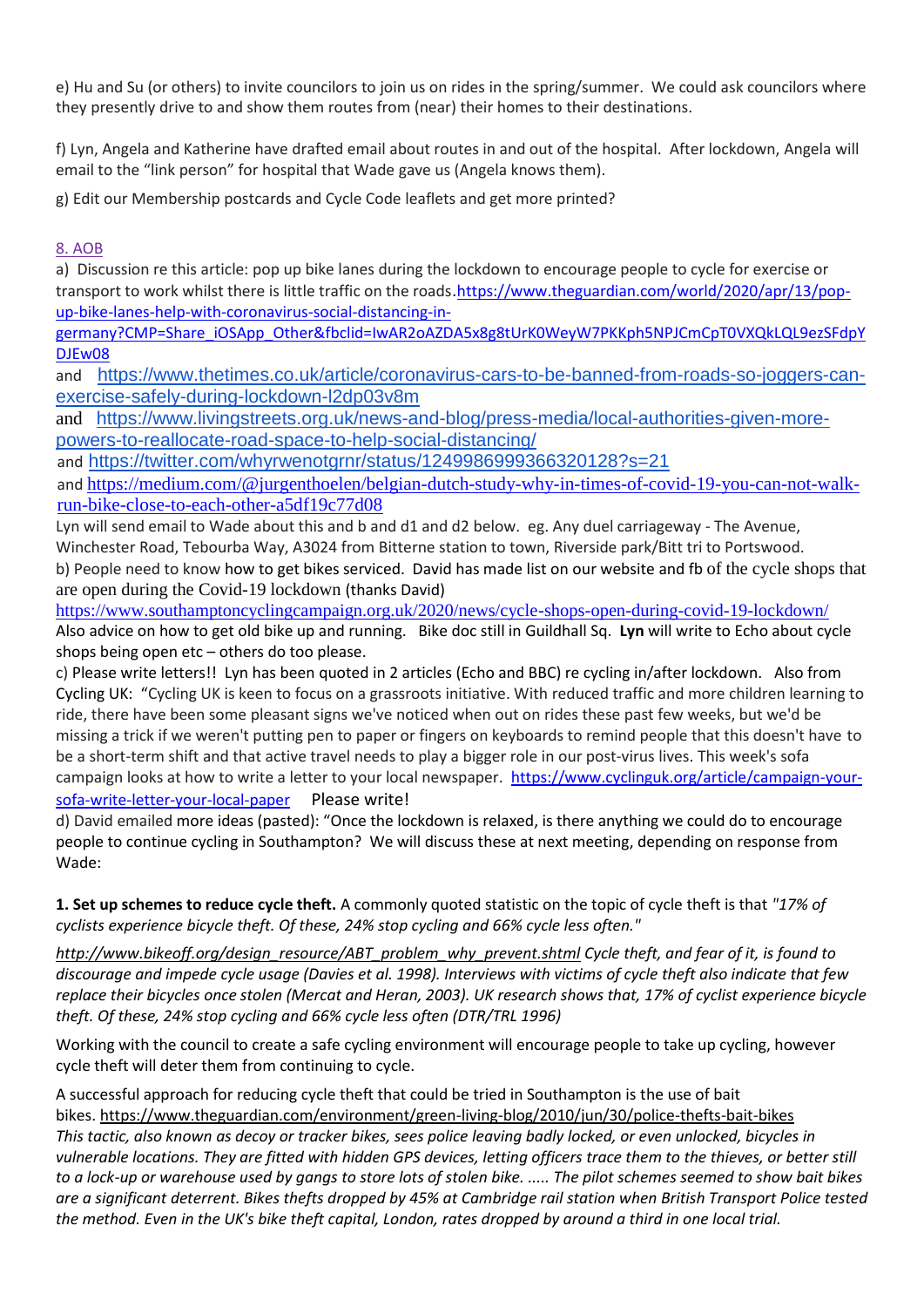e) Hu and Su (or others) to invite councilors to join us on rides in the spring/summer. We could ask councilors where they presently drive to and show them routes from (near) their homes to their destinations.

f) Lyn, Angela and Katherine have drafted email about routes in and out of the hospital. After lockdown, Angela will email to the "link person" for hospital that Wade gave us (Angela knows them).

g) Edit our Membership postcards and Cycle Code leaflets and get more printed?

8. AOB

a) Discussion re this article: pop up bike lanes during the lockdown to encourage people to cycle for exercise or transport to work whilst there is little traffic on the roads.https://www.theguardian.com/world/2020/apr/13/pop-up-bike-lanes-help-with-coronavirus-social-distancing-in-germany?CMP=Share_iOSApp_Other&fbclid=IwAR2oAZDA5x8g8tUrK0WeyW7PKKph5NPJCmCpT0VXQkLQL9ezSFdpYDJEw08

and https://www.thetimes.co.uk/article/coronavirus-cars-to-be-banned-from-roads-so-joggers-can-exercise-safely-during-lockdown-l2dp03v8m

and https://www.livingstreets.org.uk/news-and-blog/press-media/local-authorities-given-more-powers-to-reallocate-road-space-to-help-social-distancing/

and https://twitter.com/whyrwenotgrnr/status/1249986999366320128?s=21

and https://medium.com/@jurgenthoelen/belgian-dutch-study-why-in-times-of-covid-19-you-can-not-walk-run-bike-close-to-each-other-a5df19c77d08

Lyn will send email to Wade about this and b and d1 and d2 below. eg. Any duel carriageway - The Avenue, Winchester Road, Tebourba Way, A3024 from Bitterne station to town, Riverside park/Bitt tri to Portswood.

b) People need to know how to get bikes serviced. David has made list on our website and fb of the cycle shops that are open during the Covid-19 lockdown (thanks David)

https://www.southamptoncyclingcampaign.org.uk/2020/news/cycle-shops-open-during-covid-19-lockdown/

Also advice on how to get old bike up and running. Bike doc still in Guildhall Sq. **Lyn** will write to Echo about cycle shops being open etc – others do too please.

c) Please write letters!! Lyn has been quoted in 2 articles (Echo and BBC) re cycling in/after lockdown. Also from Cycling UK: "Cycling UK is keen to focus on a grassroots initiative. With reduced traffic and more children learning to ride, there have been some pleasant signs we've noticed when out on rides these past few weeks, but we'd be missing a trick if we weren't putting pen to paper or fingers on keyboards to remind people that this doesn't have to be a short-term shift and that active travel needs to play a bigger role in our post-virus lives. This week's sofa campaign looks at how to write a letter to your local newspaper. https://www.cyclinguk.org/article/campaign-your-sofa-write-letter-your-local-paper Please write!

d) David emailed more ideas (pasted): "Once the lockdown is relaxed, is there anything we could do to encourage people to continue cycling in Southampton? We will discuss these at next meeting, depending on response from Wade:

**1. Set up schemes to reduce cycle theft.** A commonly quoted statistic on the topic of cycle theft is that *"17% of cyclists experience bicycle theft. Of these, 24% stop cycling and 66% cycle less often."*

*http://www.bikeoff.org/design_resource/ABT_problem_why_prevent.shtml Cycle theft, and fear of it, is found to discourage and impede cycle usage (Davies et al. 1998). Interviews with victims of cycle theft also indicate that few replace their bicycles once stolen (Mercat and Heran, 2003). UK research shows that, 17% of cyclist experience bicycle theft. Of these, 24% stop cycling and 66% cycle less often (DTR/TRL 1996)*

Working with the council to create a safe cycling environment will encourage people to take up cycling, however cycle theft will deter them from continuing to cycle.

A successful approach for reducing cycle theft that could be tried in Southampton is the use of bait bikes. https://www.theguardian.com/environment/green-living-blog/2010/jun/30/police-thefts-bait-bikes *This tactic, also known as decoy or tracker bikes, sees police leaving badly locked, or even unlocked, bicycles in vulnerable locations. They are fitted with hidden GPS devices, letting officers trace them to the thieves, or better still to a lock-up or warehouse used by gangs to store lots of stolen bike. ..... The pilot schemes seemed to show bait bikes are a significant deterrent. Bikes thefts dropped by 45% at Cambridge rail station when British Transport Police tested the method. Even in the UK's bike theft capital, London, rates dropped by around a third in one local trial.*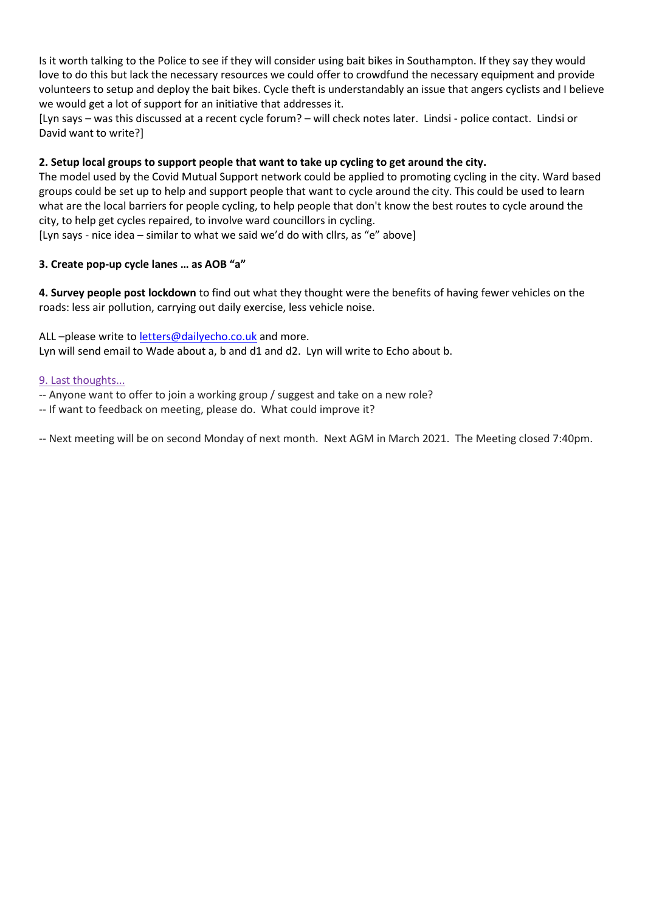Is it worth talking to the Police to see if they will consider using bait bikes in Southampton. If they say they would love to do this but lack the necessary resources we could offer to crowdfund the necessary equipment and provide volunteers to setup and deploy the bait bikes. Cycle theft is understandably an issue that angers cyclists and I believe we would get a lot of support for an initiative that addresses it.
[Lyn says – was this discussed at a recent cycle forum? – will check notes later.  Lindsi - police contact.  Lindsi or David want to write?]

**2. Setup local groups to support people that want to take up cycling to get around the city.**
The model used by the Covid Mutual Support network could be applied to promoting cycling in the city. Ward based groups could be set up to help and support people that want to cycle around the city. This could be used to learn what are the local barriers for people cycling, to help people that don't know the best routes to cycle around the city, to help get cycles repaired, to involve ward councillors in cycling.
[Lyn says - nice idea – similar to what we said we'd do with cllrs, as "e" above]

**3. Create pop-up cycle lanes … as AOB "a"**

**4. Survey people post lockdown** to find out what they thought were the benefits of having fewer vehicles on the roads: less air pollution, carrying out daily exercise, less vehicle noise.

ALL –please write to letters@dailyecho.co.uk and more.
Lyn will send email to Wade about a, b and d1 and d2.  Lyn will write to Echo about b.

9. Last thoughts...

-- Anyone want to offer to join a working group / suggest and take on a new role?
-- If want to feedback on meeting, please do.  What could improve it?

-- Next meeting will be on second Monday of next month.  Next AGM in March 2021.  The Meeting closed 7:40pm.